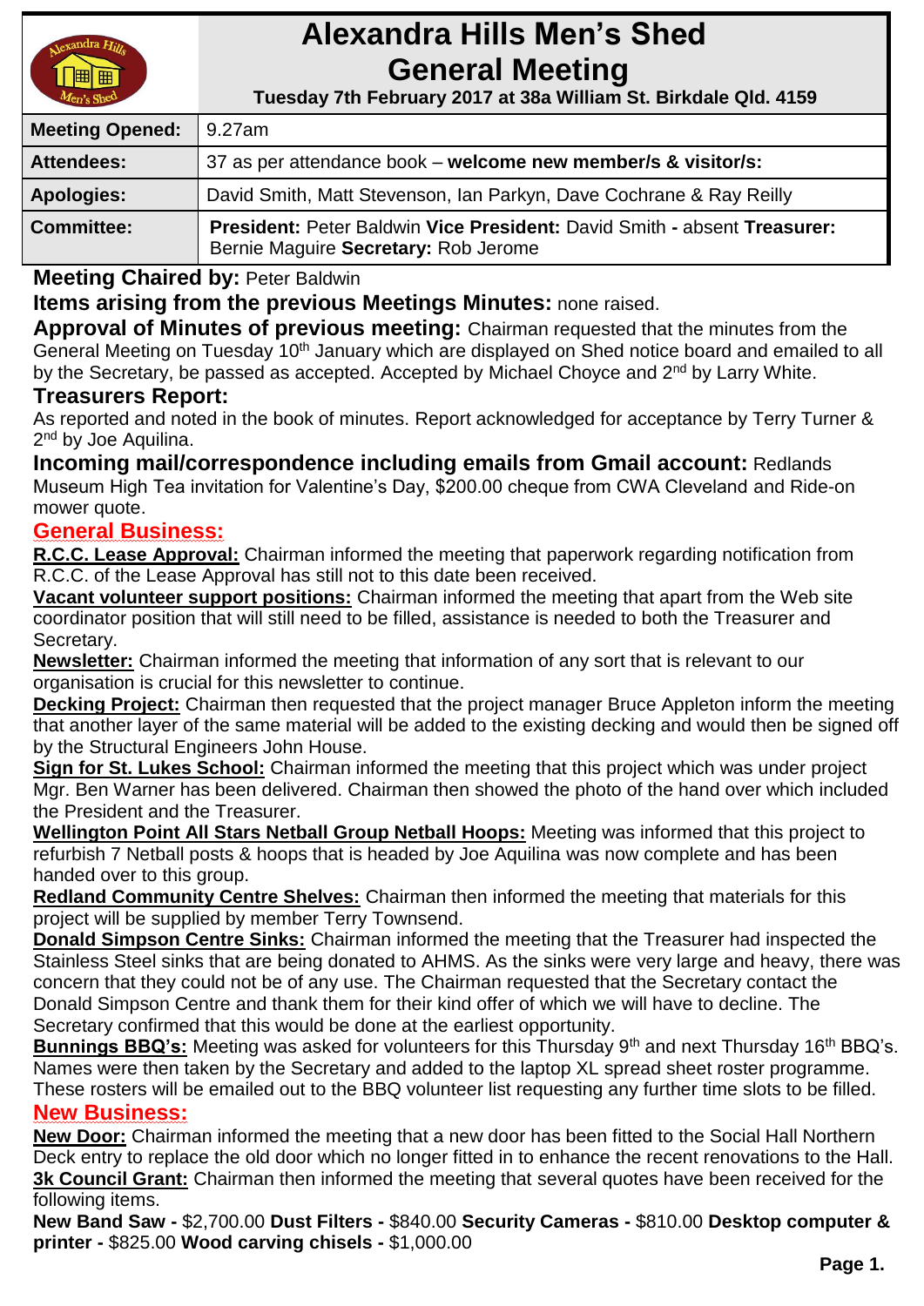# Alexandra Hills Men's Shed General Meeting

**Tuesday 7th February 2017 at 38a William St. Birkdale Qld. 4159**

| | |
|---|---|
| **Meeting Opened:** | 9.27am |
| **Attendees:** | 37 as per attendance book – **welcome new member/s & visitor/s:** |
| **Apologies:** | David Smith, Matt Stevenson, Ian Parkyn, Dave Cochrane & Ray Reilly |
| **Committee:** | **President:** Peter Baldwin **Vice President:** David Smith **-** absent **Treasurer:** Bernie Maguire **Secretary:** Rob Jerome |

**Meeting Chaired by:** Peter Baldwin

**Items arising from the previous Meetings Minutes:** none raised.

**Approval of Minutes of previous meeting:** Chairman requested that the minutes from the General Meeting on Tuesday 10th January which are displayed on Shed notice board and emailed to all by the Secretary, be passed as accepted. Accepted by Michael Choyce and 2nd by Larry White.

**Treasurers Report:**

As reported and noted in the book of minutes. Report acknowledged for acceptance by Terry Turner & 2nd by Joe Aquilina.

**Incoming mail/correspondence including emails from Gmail account:** Redlands Museum High Tea invitation for Valentine's Day, $200.00 cheque from CWA Cleveland and Ride-on mower quote.

## General Business:

**R.C.C. Lease Approval:** Chairman informed the meeting that paperwork regarding notification from R.C.C. of the Lease Approval has still not to this date been received.

**Vacant volunteer support positions:** Chairman informed the meeting that apart from the Web site coordinator position that will still need to be filled, assistance is needed to both the Treasurer and Secretary.

**Newsletter:** Chairman informed the meeting that information of any sort that is relevant to our organisation is crucial for this newsletter to continue.

**Decking Project:** Chairman then requested that the project manager Bruce Appleton inform the meeting that another layer of the same material will be added to the existing decking and would then be signed off by the Structural Engineers John House.

**Sign for St. Lukes School:** Chairman informed the meeting that this project which was under project Mgr. Ben Warner has been delivered. Chairman then showed the photo of the hand over which included the President and the Treasurer.

**Wellington Point All Stars Netball Group Netball Hoops:** Meeting was informed that this project to refurbish 7 Netball posts & hoops that is headed by Joe Aquilina was now complete and has been handed over to this group.

**Redland Community Centre Shelves:** Chairman then informed the meeting that materials for this project will be supplied by member Terry Townsend.

**Donald Simpson Centre Sinks:** Chairman informed the meeting that the Treasurer had inspected the Stainless Steel sinks that are being donated to AHMS. As the sinks were very large and heavy, there was concern that they could not be of any use. The Chairman requested that the Secretary contact the Donald Simpson Centre and thank them for their kind offer of which we will have to decline. The Secretary confirmed that this would be done at the earliest opportunity.

**Bunnings BBQ's:** Meeting was asked for volunteers for this Thursday 9th and next Thursday 16th BBQ's. Names were then taken by the Secretary and added to the laptop XL spread sheet roster programme. These rosters will be emailed out to the BBQ volunteer list requesting any further time slots to be filled.

## New Business:

**New Door:** Chairman informed the meeting that a new door has been fitted to the Social Hall Northern Deck entry to replace the old door which no longer fitted in to enhance the recent renovations to the Hall.

**3k Council Grant:** Chairman then informed the meeting that several quotes have been received for the following items.

**New Band Saw -** $2,700.00 **Dust Filters -** $840.00 **Security Cameras -** $810.00 **Desktop computer & printer -** $825.00 **Wood carving chisels -** $1,000.00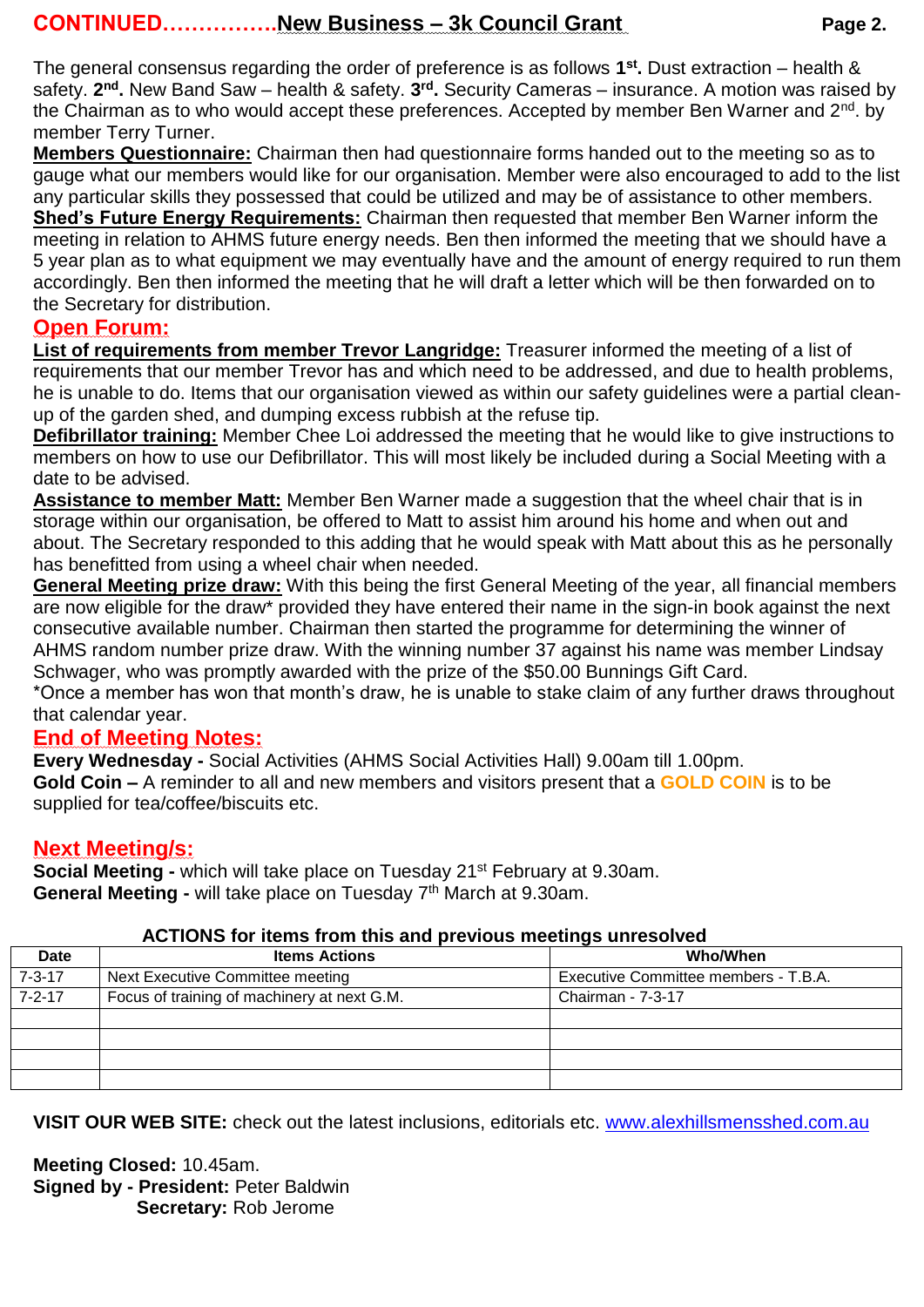## CONTINUED…………….New Business – 3k Council Grant

The general consensus regarding the order of preference is as follows **1st.** Dust extraction – health & safety. **2nd.** New Band Saw – health & safety. **3rd.** Security Cameras – insurance. A motion was raised by the Chairman as to who would accept these preferences. Accepted by member Ben Warner and 2nd. by member Terry Turner.

**Members Questionnaire:** Chairman then had questionnaire forms handed out to the meeting so as to gauge what our members would like for our organisation. Member were also encouraged to add to the list any particular skills they possessed that could be utilized and may be of assistance to other members.

**Shed's Future Energy Requirements:** Chairman then requested that member Ben Warner inform the meeting in relation to AHMS future energy needs. Ben then informed the meeting that we should have a 5 year plan as to what equipment we may eventually have and the amount of energy required to run them accordingly. Ben then informed the meeting that he will draft a letter which will be then forwarded on to the Secretary for distribution.

## Open Forum:

**List of requirements from member Trevor Langridge:** Treasurer informed the meeting of a list of requirements that our member Trevor has and which need to be addressed, and due to health problems, he is unable to do. Items that our organisation viewed as within our safety guidelines were a partial clean-up of the garden shed, and dumping excess rubbish at the refuse tip.

**Defibrillator training:** Member Chee Loi addressed the meeting that he would like to give instructions to members on how to use our Defibrillator. This will most likely be included during a Social Meeting with a date to be advised.

**Assistance to member Matt:** Member Ben Warner made a suggestion that the wheel chair that is in storage within our organisation, be offered to Matt to assist him around his home and when out and about. The Secretary responded to this adding that he would speak with Matt about this as he personally has benefitted from using a wheel chair when needed.

**General Meeting prize draw:** With this being the first General Meeting of the year, all financial members are now eligible for the draw* provided they have entered their name in the sign-in book against the next consecutive available number. Chairman then started the programme for determining the winner of AHMS random number prize draw. With the winning number 37 against his name was member Lindsay Schwager, who was promptly awarded with the prize of the $50.00 Bunnings Gift Card.

*Once a member has won that month's draw, he is unable to stake claim of any further draws throughout that calendar year.

## End of Meeting Notes:

**Every Wednesday -** Social Activities (AHMS Social Activities Hall) 9.00am till 1.00pm.
**Gold Coin –** A reminder to all and new members and visitors present that a **GOLD COIN** is to be supplied for tea/coffee/biscuits etc.

## Next Meeting/s:

**Social Meeting -** which will take place on Tuesday 21st February at 9.30am.
**General Meeting -** will take place on Tuesday 7th March at 9.30am.

**ACTIONS for items from this and previous meetings unresolved**

| Date | Items Actions | Who/When |
|---|---|---|
| 7-3-17 | Next Executive Committee meeting | Executive Committee members - T.B.A. |
| 7-2-17 | Focus of training of machinery at next G.M. | Chairman - 7-3-17 |
| | | |
| | | |
| | | |
| | | |

**VISIT OUR WEB SITE:** check out the latest inclusions, editorials etc. www.alexhillsmensshed.com.au

**Meeting Closed:** 10.45am.
**Signed by - President:** Peter Baldwin
**Secretary:** Rob Jerome